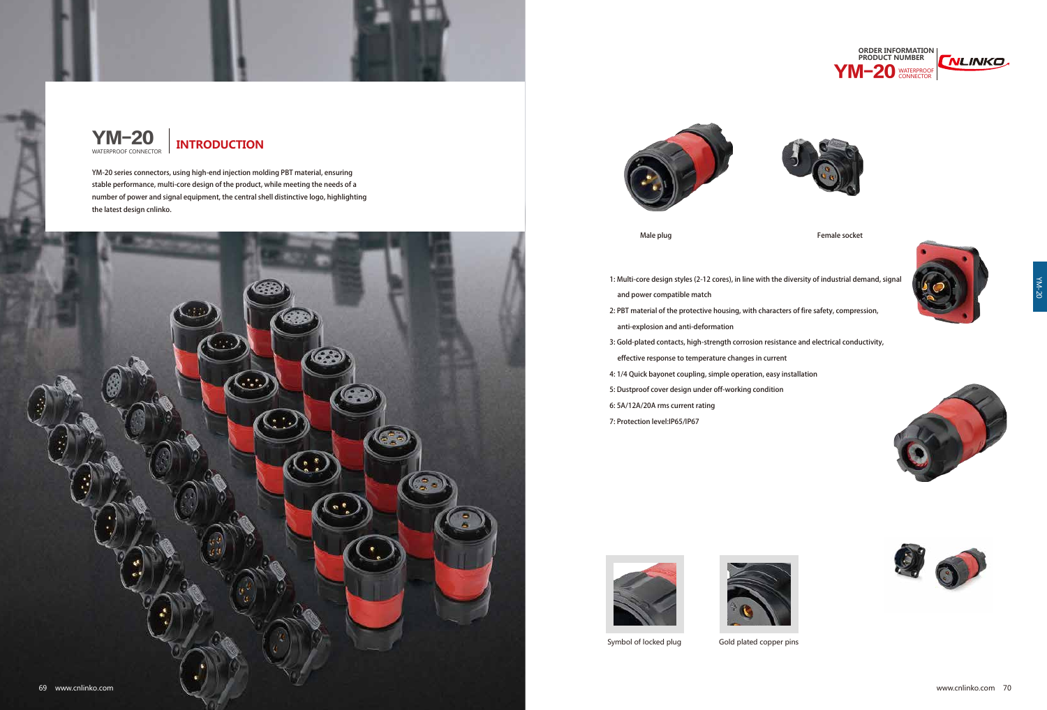# YM-20 WATERPROOF CONNECTOR | INTRODUCTION

YM-20 series connectors, using high-end injection molding PBT material, ensuring stable performance, multi-core design of the product, while meeting the needs of a number of power and signal equipment, the central shell distinctive logo, highlighting the latest design cnlinko.

ORDER INFORMATION PRODUCT NUMBER

YM-20 WATERPROOF CONNECTOR

Male plug

Female socket

1: Multi-core design styles (2-12 cores), in line with the diversity of industrial demand, signal and power compatible match

2: PBT material of the protective housing, with characters of fire safety, compression, anti-explosion and anti-deformation

3: Gold-plated contacts, high-strength corrosion resistance and electrical conductivity, effective response to temperature changes in current

4: 1/4 Quick bayonet coupling, simple operation, easy installation

5: Dustproof cover design under off-working condition

6: 5A/12A/20A rms current rating

7: Protection level:IP65/IP67

Symbol of locked plug

Gold plated copper pins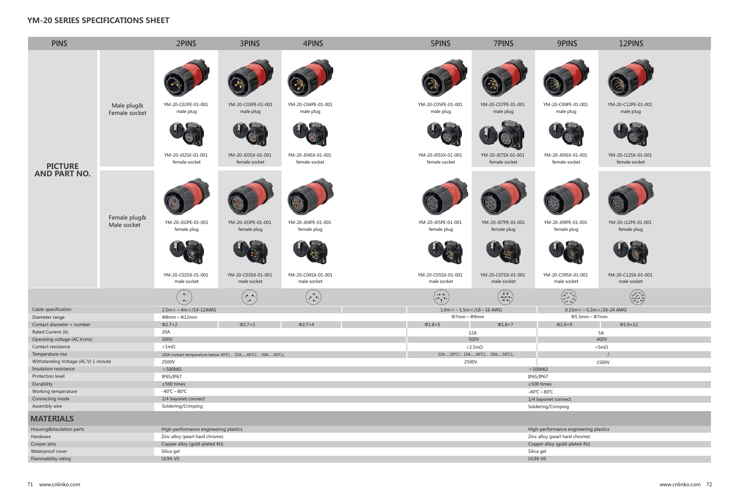## YM-20 SERIES SPECIFICATIONS SHEET

| PINS | | 2PINS | 3PINS | 4PINS | 5PINS | 7PINS | 9PINS | 12PINS |
|---|---|---|---|---|---|---|---|---|
| PICTURE AND PART NO. | Male plug& Female socket | YM-20-C02PE-01-001 male plug | YM-20-C03PE-01-001 male plug | YM-20-C04PE-01-001 male plug | YM-20-C05PE-01-001 male plug | YM-20-C07PE-01-001 male plug | YM-20-C09PE-01-001 male plug | YM-20-C12PE-01-001 male plug |
| | | YM-20-J02SX-01-001 female socket | YM-20-J03SX-01-001 female socket | YM-20-J04SX-01-001 female socket | YM-20-J05SX-01-001 female socket | YM-20-J07SX-01-001 female socket | YM-20-J09SX-01-001 female socket | YM-20-J12SX-01-001 female socket |
| | Female plug& Male socket | YM-20-J02PE-01-001 female plug | YM-20-J03PE-01-001 female plug | YM-20-J04PE-01-001 female plug | YM-20-J05PE-01-001 female plug | YM-20-J07PE-01-001 female plug | YM-20-J09PE-01-001 female plug | YM-20-J12PE-01-001 female plug |
| | | YM-20-C02SX-01-001 male socket | YM-20-C03SX-01-001 male socket | YM-20-C04SX-01-001 male socket | YM-20-C05SX-01-001 male socket | YM-20-C07SX-01-001 male socket | YM-20-C09SX-01-001 male socket | YM-20-C12SX-01-001 male socket |
| Cable specification | | 2.5m㎡ ~ 4m㎡/14-12AWG | | | 1.0m㎡ ~ 1.5m㎡/18 ~ 16 AWG | | 0.15m㎡ ~ 0.2m㎡/26-24 AWG | |
| Diameter range | | Φ8mm ~ Φ12mm | | | Φ7mm ~ Φ9mm | | Φ5.5mm ~ Φ7mm | |
| Contact diameter × number | | Φ2.7×2 | Φ2.7×3 | Φ2.7×4 | Φ1.8×5 | Φ1.8×7 | Φ1.0×9 | Φ1.0×12 |
| Rated Current (A) | | 20A | | | 12A | | 5A | |
| Operating voltage (AC.V.rms) | | 500V | | | 500V | | 400V | |
| Contact resistance | | <1mΩ | | | <2.5mΩ | | <5mΩ | |
| Temperature rise | | (20A contact temperature below 30℃) , 25A.....40℃↓ , 30A.....50℃↓. | | | 12A.....30℃↓ , 15A.....40℃↓ , 20A.....50℃↓. | | / | |
| Withstanding Voltage (AC.V) 1 minute | | 2500V | | | 2500V | | 1500V | |
| Insulation resistance | | > 500MΩ | | | | | > 500MΩ | |
| Protection level | | IP65/IP67 | | | | | IP65/IP67 | |
| Durability | | ≥500 times | | | | | ≥500 times | |
| Working temperature | | -40℃ ~ 80℃ | | | | | -40℃ ~ 80℃ | |
| Connecting mode | | 1/4 bayonet connect | | | | | 1/4 bayonet connect | |
| Assembly wire | | Soldering/Crimping | | | | | Soldering/Crimping | |

## MATERIALS

| | | | |
|---|---|---|---|
| Housing&insulation parts | High-performance engineering plastics | | High-performance engineering plastics |
| Hardware | Zinc alloy (pearl hard chrome) | | Zinc alloy (pearl hard chrome) |
| Cooper pins | Copper alloy (gold-plated 4U) | | Copper alloy (gold-plated 4U) |
| Waterproof cover | Silica gel | | Silica gel |
| Flammability rating | UL94-V0 | | UL94-V0 |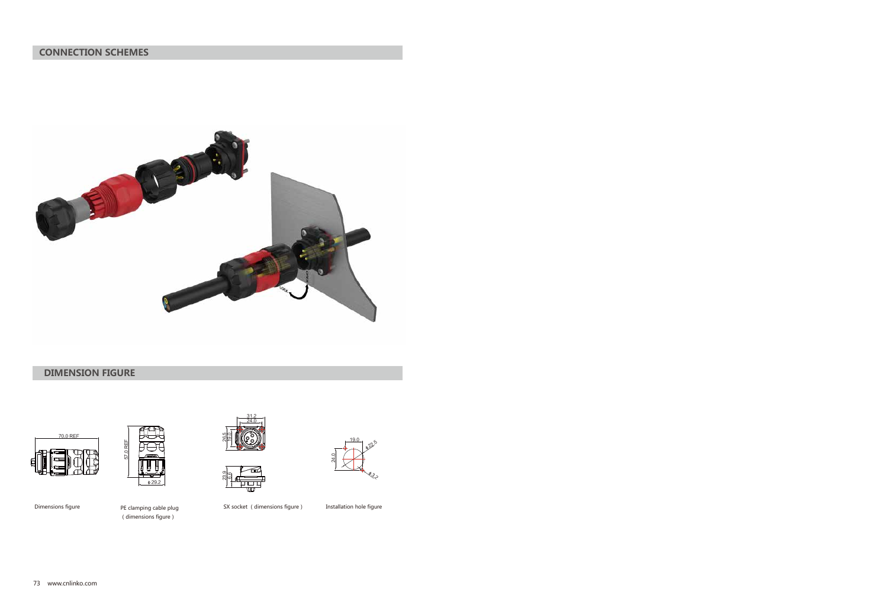## CONNECTION SCHEMES

LOCK

UNLOCK

## DIMENSION FIGURE

70.0 REF

Dimensions figure

57.0 REF

ϕ29.2

PE clamping cable plug
( dimensions figure )

31.2
24.0
26.5
19.0
23.9
6.6

SX socket ( dimensions figure )

19.0
24.0
ϕ22.5
ϕ3.2

Installation hole figure